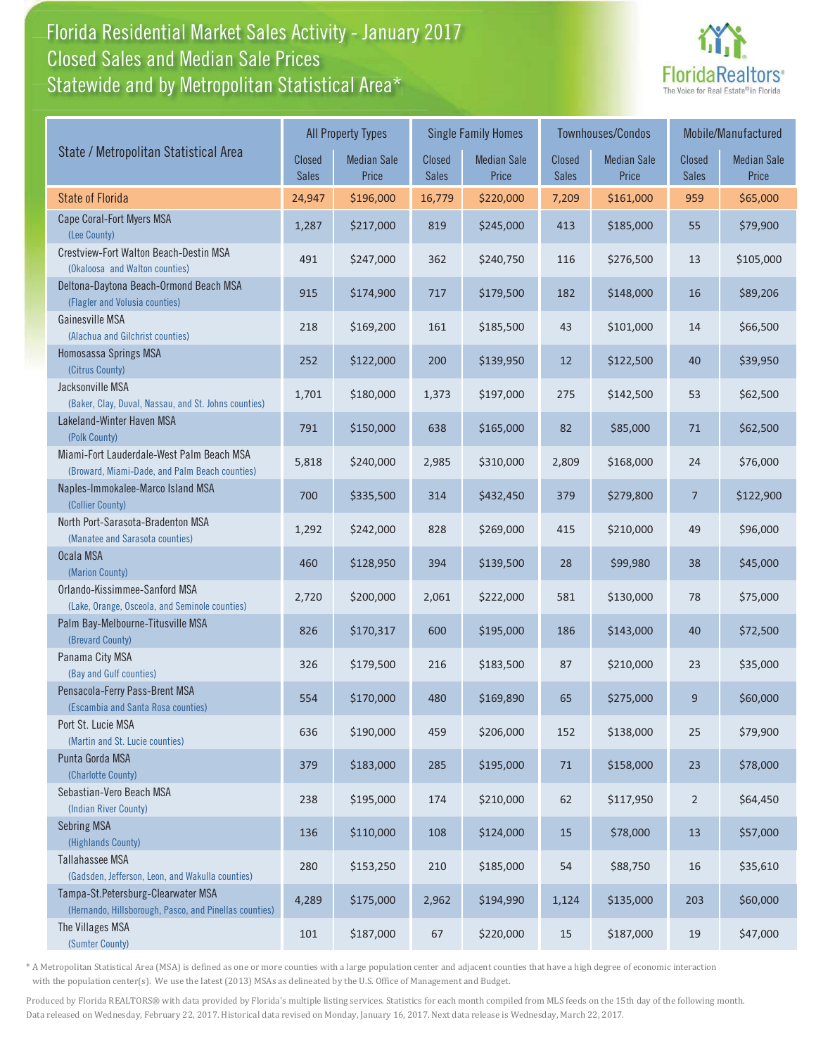# Florida Residential Market Sales Activity - January 2017
## Closed Sales and Median Sale Prices
## Statewide and by Metropolitan Statistical Area*

| State / Metropolitan Statistical Area | All Property Types | | Single Family Homes | | Townhouses/Condos | | Mobile/Manufactured | |
|---|---|---|---|---|---|---|---|---|
| | Closed Sales | Median Sale Price | Closed Sales | Median Sale Price | Closed Sales | Median Sale Price | Closed Sales | Median Sale Price |
| State of Florida | 24,947 | $196,000 | 16,779 | $220,000 | 7,209 | $161,000 | 959 | $65,000 |
| Cape Coral-Fort Myers MSA (Lee County) | 1,287 | $217,000 | 819 | $245,000 | 413 | $185,000 | 55 | $79,900 |
| Crestview-Fort Walton Beach-Destin MSA (Okaloosa and Walton counties) | 491 | $247,000 | 362 | $240,750 | 116 | $276,500 | 13 | $105,000 |
| Deltona-Daytona Beach-Ormond Beach MSA (Flagler and Volusia counties) | 915 | $174,900 | 717 | $179,500 | 182 | $148,000 | 16 | $89,206 |
| Gainesville MSA (Alachua and Gilchrist counties) | 218 | $169,200 | 161 | $185,500 | 43 | $101,000 | 14 | $66,500 |
| Homosassa Springs MSA (Citrus County) | 252 | $122,000 | 200 | $139,950 | 12 | $122,500 | 40 | $39,950 |
| Jacksonville MSA (Baker, Clay, Duval, Nassau, and St. Johns counties) | 1,701 | $180,000 | 1,373 | $197,000 | 275 | $142,500 | 53 | $62,500 |
| Lakeland-Winter Haven MSA (Polk County) | 791 | $150,000 | 638 | $165,000 | 82 | $85,000 | 71 | $62,500 |
| Miami-Fort Lauderdale-West Palm Beach MSA (Broward, Miami-Dade, and Palm Beach counties) | 5,818 | $240,000 | 2,985 | $310,000 | 2,809 | $168,000 | 24 | $76,000 |
| Naples-Immokalee-Marco Island MSA (Collier County) | 700 | $335,500 | 314 | $432,450 | 379 | $279,800 | 7 | $122,900 |
| North Port-Sarasota-Bradenton MSA (Manatee and Sarasota counties) | 1,292 | $242,000 | 828 | $269,000 | 415 | $210,000 | 49 | $96,000 |
| Ocala MSA (Marion County) | 460 | $128,950 | 394 | $139,500 | 28 | $99,980 | 38 | $45,000 |
| Orlando-Kissimmee-Sanford MSA (Lake, Orange, Osceola, and Seminole counties) | 2,720 | $200,000 | 2,061 | $222,000 | 581 | $130,000 | 78 | $75,000 |
| Palm Bay-Melbourne-Titusville MSA (Brevard County) | 826 | $170,317 | 600 | $195,000 | 186 | $143,000 | 40 | $72,500 |
| Panama City MSA (Bay and Gulf counties) | 326 | $179,500 | 216 | $183,500 | 87 | $210,000 | 23 | $35,000 |
| Pensacola-Ferry Pass-Brent MSA (Escambia and Santa Rosa counties) | 554 | $170,000 | 480 | $169,890 | 65 | $275,000 | 9 | $60,000 |
| Port St. Lucie MSA (Martin and St. Lucie counties) | 636 | $190,000 | 459 | $206,000 | 152 | $138,000 | 25 | $79,900 |
| Punta Gorda MSA (Charlotte County) | 379 | $183,000 | 285 | $195,000 | 71 | $158,000 | 23 | $78,000 |
| Sebastian-Vero Beach MSA (Indian River County) | 238 | $195,000 | 174 | $210,000 | 62 | $117,950 | 2 | $64,450 |
| Sebring MSA (Highlands County) | 136 | $110,000 | 108 | $124,000 | 15 | $78,000 | 13 | $57,000 |
| Tallahassee MSA (Gadsden, Jefferson, Leon, and Wakulla counties) | 280 | $153,250 | 210 | $185,000 | 54 | $88,750 | 16 | $35,610 |
| Tampa-St.Petersburg-Clearwater MSA (Hernando, Hillsborough, Pasco, and Pinellas counties) | 4,289 | $175,000 | 2,962 | $194,990 | 1,124 | $135,000 | 203 | $60,000 |
| The Villages MSA (Sumter County) | 101 | $187,000 | 67 | $220,000 | 15 | $187,000 | 19 | $47,000 |

* A Metropolitan Statistical Area (MSA) is defined as one or more counties with a large population center and adjacent counties that have a high degree of economic interaction with the population center(s). We use the latest (2013) MSAs as delineated by the U.S. Office of Management and Budget.

Produced by Florida REALTORS® with data provided by Florida's multiple listing services. Statistics for each month compiled from MLS feeds on the 15th day of the following month. Data released on Wednesday, February 22, 2017. Historical data revised on Monday, January 16, 2017. Next data release is Wednesday, March 22, 2017.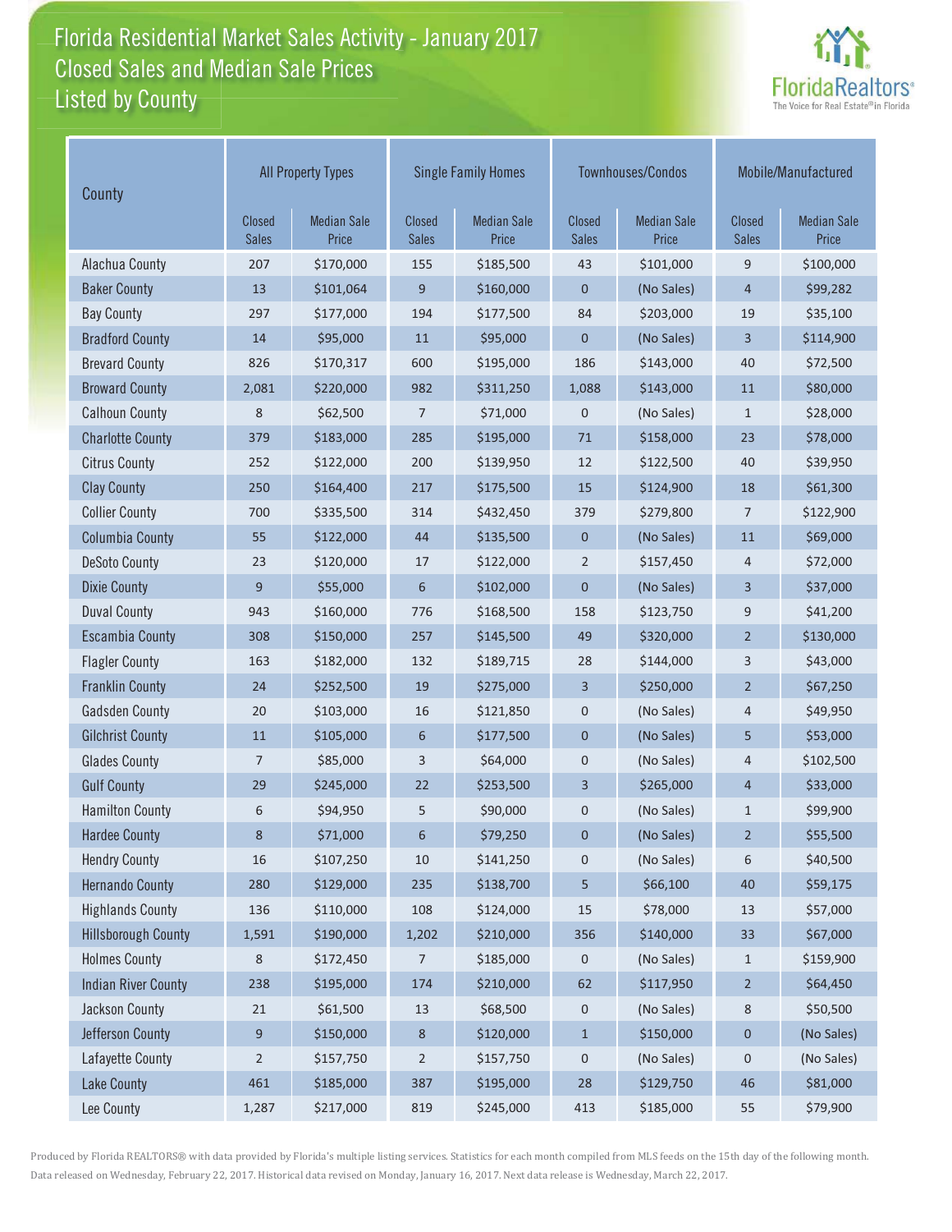# Florida Residential Market Sales Activity - January 2017
## Closed Sales and Median Sale Prices
## Listed by County

| County | All Property Types | | Single Family Homes | | Townhouses/Condos | | Mobile/Manufactured | |
|---|---|---|---|---|---|---|---|---|
| | Closed Sales | Median Sale Price | Closed Sales | Median Sale Price | Closed Sales | Median Sale Price | Closed Sales | Median Sale Price |
| Alachua County | 207 | $170,000 | 155 | $185,500 | 43 | $101,000 | 9 | $100,000 |
| Baker County | 13 | $101,064 | 9 | $160,000 | 0 | (No Sales) | 4 | $99,282 |
| Bay County | 297 | $177,000 | 194 | $177,500 | 84 | $203,000 | 19 | $35,100 |
| Bradford County | 14 | $95,000 | 11 | $95,000 | 0 | (No Sales) | 3 | $114,900 |
| Brevard County | 826 | $170,317 | 600 | $195,000 | 186 | $143,000 | 40 | $72,500 |
| Broward County | 2,081 | $220,000 | 982 | $311,250 | 1,088 | $143,000 | 11 | $80,000 |
| Calhoun County | 8 | $62,500 | 7 | $71,000 | 0 | (No Sales) | 1 | $28,000 |
| Charlotte County | 379 | $183,000 | 285 | $195,000 | 71 | $158,000 | 23 | $78,000 |
| Citrus County | 252 | $122,000 | 200 | $139,950 | 12 | $122,500 | 40 | $39,950 |
| Clay County | 250 | $164,400 | 217 | $175,500 | 15 | $124,900 | 18 | $61,300 |
| Collier County | 700 | $335,500 | 314 | $432,450 | 379 | $279,800 | 7 | $122,900 |
| Columbia County | 55 | $122,000 | 44 | $135,500 | 0 | (No Sales) | 11 | $69,000 |
| DeSoto County | 23 | $120,000 | 17 | $122,000 | 2 | $157,450 | 4 | $72,000 |
| Dixie County | 9 | $55,000 | 6 | $102,000 | 0 | (No Sales) | 3 | $37,000 |
| Duval County | 943 | $160,000 | 776 | $168,500 | 158 | $123,750 | 9 | $41,200 |
| Escambia County | 308 | $150,000 | 257 | $145,500 | 49 | $320,000 | 2 | $130,000 |
| Flagler County | 163 | $182,000 | 132 | $189,715 | 28 | $144,000 | 3 | $43,000 |
| Franklin County | 24 | $252,500 | 19 | $275,000 | 3 | $250,000 | 2 | $67,250 |
| Gadsden County | 20 | $103,000 | 16 | $121,850 | 0 | (No Sales) | 4 | $49,950 |
| Gilchrist County | 11 | $105,000 | 6 | $177,500 | 0 | (No Sales) | 5 | $53,000 |
| Glades County | 7 | $85,000 | 3 | $64,000 | 0 | (No Sales) | 4 | $102,500 |
| Gulf County | 29 | $245,000 | 22 | $253,500 | 3 | $265,000 | 4 | $33,000 |
| Hamilton County | 6 | $94,950 | 5 | $90,000 | 0 | (No Sales) | 1 | $99,900 |
| Hardee County | 8 | $71,000 | 6 | $79,250 | 0 | (No Sales) | 2 | $55,500 |
| Hendry County | 16 | $107,250 | 10 | $141,250 | 0 | (No Sales) | 6 | $40,500 |
| Hernando County | 280 | $129,000 | 235 | $138,700 | 5 | $66,100 | 40 | $59,175 |
| Highlands County | 136 | $110,000 | 108 | $124,000 | 15 | $78,000 | 13 | $57,000 |
| Hillsborough County | 1,591 | $190,000 | 1,202 | $210,000 | 356 | $140,000 | 33 | $67,000 |
| Holmes County | 8 | $172,450 | 7 | $185,000 | 0 | (No Sales) | 1 | $159,900 |
| Indian River County | 238 | $195,000 | 174 | $210,000 | 62 | $117,950 | 2 | $64,450 |
| Jackson County | 21 | $61,500 | 13 | $68,500 | 0 | (No Sales) | 8 | $50,500 |
| Jefferson County | 9 | $150,000 | 8 | $120,000 | 1 | $150,000 | 0 | (No Sales) |
| Lafayette County | 2 | $157,750 | 2 | $157,750 | 0 | (No Sales) | 0 | (No Sales) |
| Lake County | 461 | $185,000 | 387 | $195,000 | 28 | $129,750 | 46 | $81,000 |
| Lee County | 1,287 | $217,000 | 819 | $245,000 | 413 | $185,000 | 55 | $79,900 |

Produced by Florida REALTORS® with data provided by Florida's multiple listing services. Statistics for each month compiled from MLS feeds on the 15th day of the following month. Data released on Wednesday, February 22, 2017. Historical data revised on Monday, January 16, 2017. Next data release is Wednesday, March 22, 2017.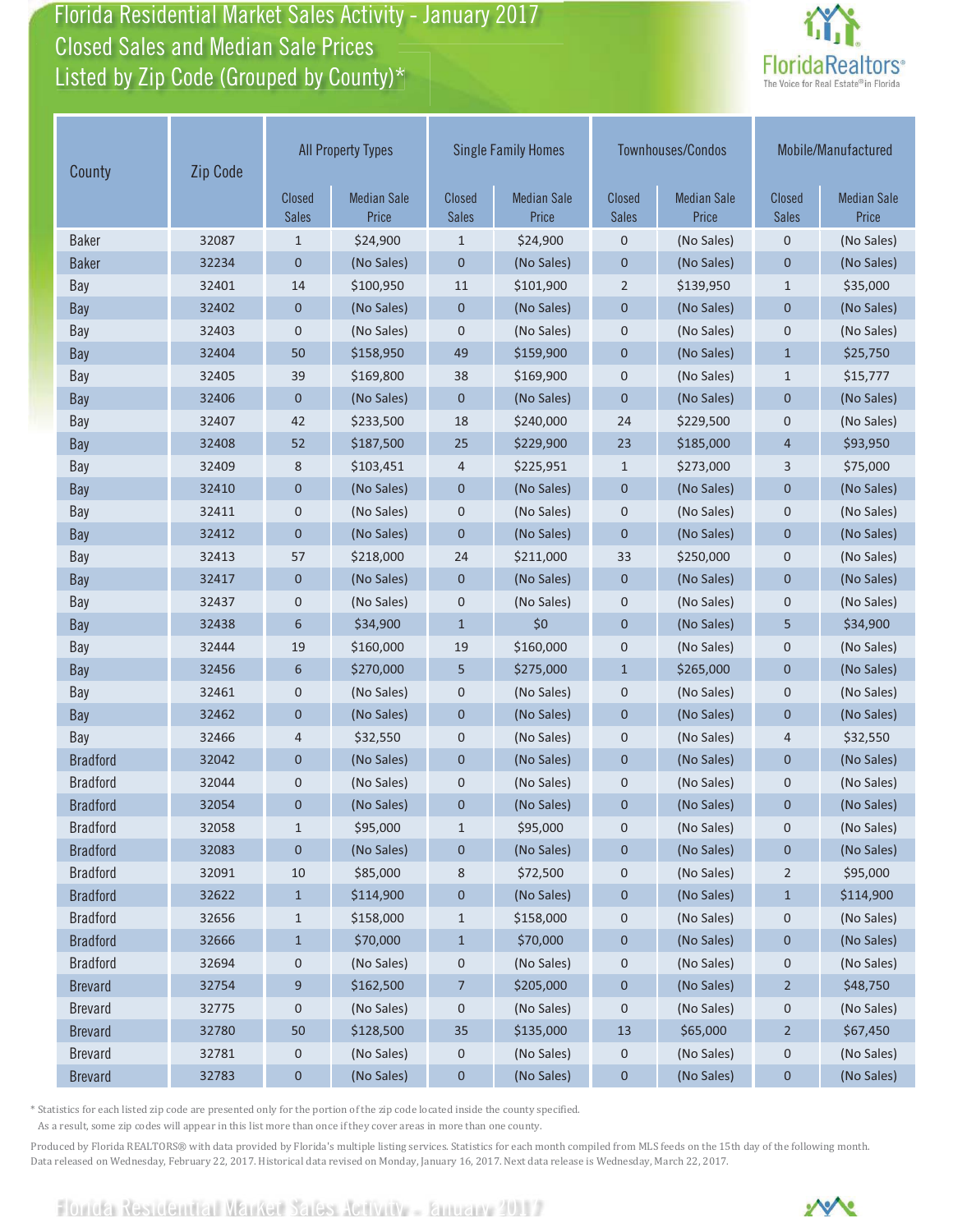# Florida Residential Market Sales Activity - January 2017
## Closed Sales and Median Sale Prices
## Listed by Zip Code (Grouped by County)*

| County | Zip Code | All Property Types | | Single Family Homes | | Townhouses/Condos | | Mobile/Manufactured | |
|---|---|---|---|---|---|---|---|---|---|
| | | Closed Sales | Median Sale Price | Closed Sales | Median Sale Price | Closed Sales | Median Sale Price | Closed Sales | Median Sale Price |
| Baker | 32087 | 1 | $24,900 | 1 | $24,900 | 0 | (No Sales) | 0 | (No Sales) |
| Baker | 32234 | 0 | (No Sales) | 0 | (No Sales) | 0 | (No Sales) | 0 | (No Sales) |
| Bay | 32401 | 14 | $100,950 | 11 | $101,900 | 2 | $139,950 | 1 | $35,000 |
| Bay | 32402 | 0 | (No Sales) | 0 | (No Sales) | 0 | (No Sales) | 0 | (No Sales) |
| Bay | 32403 | 0 | (No Sales) | 0 | (No Sales) | 0 | (No Sales) | 0 | (No Sales) |
| Bay | 32404 | 50 | $158,950 | 49 | $159,900 | 0 | (No Sales) | 1 | $25,750 |
| Bay | 32405 | 39 | $169,800 | 38 | $169,900 | 0 | (No Sales) | 1 | $15,777 |
| Bay | 32406 | 0 | (No Sales) | 0 | (No Sales) | 0 | (No Sales) | 0 | (No Sales) |
| Bay | 32407 | 42 | $233,500 | 18 | $240,000 | 24 | $229,500 | 0 | (No Sales) |
| Bay | 32408 | 52 | $187,500 | 25 | $229,900 | 23 | $185,000 | 4 | $93,950 |
| Bay | 32409 | 8 | $103,451 | 4 | $225,951 | 1 | $273,000 | 3 | $75,000 |
| Bay | 32410 | 0 | (No Sales) | 0 | (No Sales) | 0 | (No Sales) | 0 | (No Sales) |
| Bay | 32411 | 0 | (No Sales) | 0 | (No Sales) | 0 | (No Sales) | 0 | (No Sales) |
| Bay | 32412 | 0 | (No Sales) | 0 | (No Sales) | 0 | (No Sales) | 0 | (No Sales) |
| Bay | 32413 | 57 | $218,000 | 24 | $211,000 | 33 | $250,000 | 0 | (No Sales) |
| Bay | 32417 | 0 | (No Sales) | 0 | (No Sales) | 0 | (No Sales) | 0 | (No Sales) |
| Bay | 32437 | 0 | (No Sales) | 0 | (No Sales) | 0 | (No Sales) | 0 | (No Sales) |
| Bay | 32438 | 6 | $34,900 | 1 | $0 | 0 | (No Sales) | 5 | $34,900 |
| Bay | 32444 | 19 | $160,000 | 19 | $160,000 | 0 | (No Sales) | 0 | (No Sales) |
| Bay | 32456 | 6 | $270,000 | 5 | $275,000 | 1 | $265,000 | 0 | (No Sales) |
| Bay | 32461 | 0 | (No Sales) | 0 | (No Sales) | 0 | (No Sales) | 0 | (No Sales) |
| Bay | 32462 | 0 | (No Sales) | 0 | (No Sales) | 0 | (No Sales) | 0 | (No Sales) |
| Bay | 32466 | 4 | $32,550 | 0 | (No Sales) | 0 | (No Sales) | 4 | $32,550 |
| Bradford | 32042 | 0 | (No Sales) | 0 | (No Sales) | 0 | (No Sales) | 0 | (No Sales) |
| Bradford | 32044 | 0 | (No Sales) | 0 | (No Sales) | 0 | (No Sales) | 0 | (No Sales) |
| Bradford | 32054 | 0 | (No Sales) | 0 | (No Sales) | 0 | (No Sales) | 0 | (No Sales) |
| Bradford | 32058 | 1 | $95,000 | 1 | $95,000 | 0 | (No Sales) | 0 | (No Sales) |
| Bradford | 32083 | 0 | (No Sales) | 0 | (No Sales) | 0 | (No Sales) | 0 | (No Sales) |
| Bradford | 32091 | 10 | $85,000 | 8 | $72,500 | 0 | (No Sales) | 2 | $95,000 |
| Bradford | 32622 | 1 | $114,900 | 0 | (No Sales) | 0 | (No Sales) | 1 | $114,900 |
| Bradford | 32656 | 1 | $158,000 | 1 | $158,000 | 0 | (No Sales) | 0 | (No Sales) |
| Bradford | 32666 | 1 | $70,000 | 1 | $70,000 | 0 | (No Sales) | 0 | (No Sales) |
| Bradford | 32694 | 0 | (No Sales) | 0 | (No Sales) | 0 | (No Sales) | 0 | (No Sales) |
| Brevard | 32754 | 9 | $162,500 | 7 | $205,000 | 0 | (No Sales) | 2 | $48,750 |
| Brevard | 32775 | 0 | (No Sales) | 0 | (No Sales) | 0 | (No Sales) | 0 | (No Sales) |
| Brevard | 32780 | 50 | $128,500 | 35 | $135,000 | 13 | $65,000 | 2 | $67,450 |
| Brevard | 32781 | 0 | (No Sales) | 0 | (No Sales) | 0 | (No Sales) | 0 | (No Sales) |
| Brevard | 32783 | 0 | (No Sales) | 0 | (No Sales) | 0 | (No Sales) | 0 | (No Sales) |

* Statistics for each listed zip code are presented only for the portion of the zip code located inside the county specified. As a result, some zip codes will appear in this list more than once if they cover areas in more than one county.

Produced by Florida REALTORS® with data provided by Florida's multiple listing services. Statistics for each month compiled from MLS feeds on the 15th day of the following month. Data released on Wednesday, February 22, 2017. Historical data revised on Monday, January 16, 2017. Next data release is Wednesday, March 22, 2017.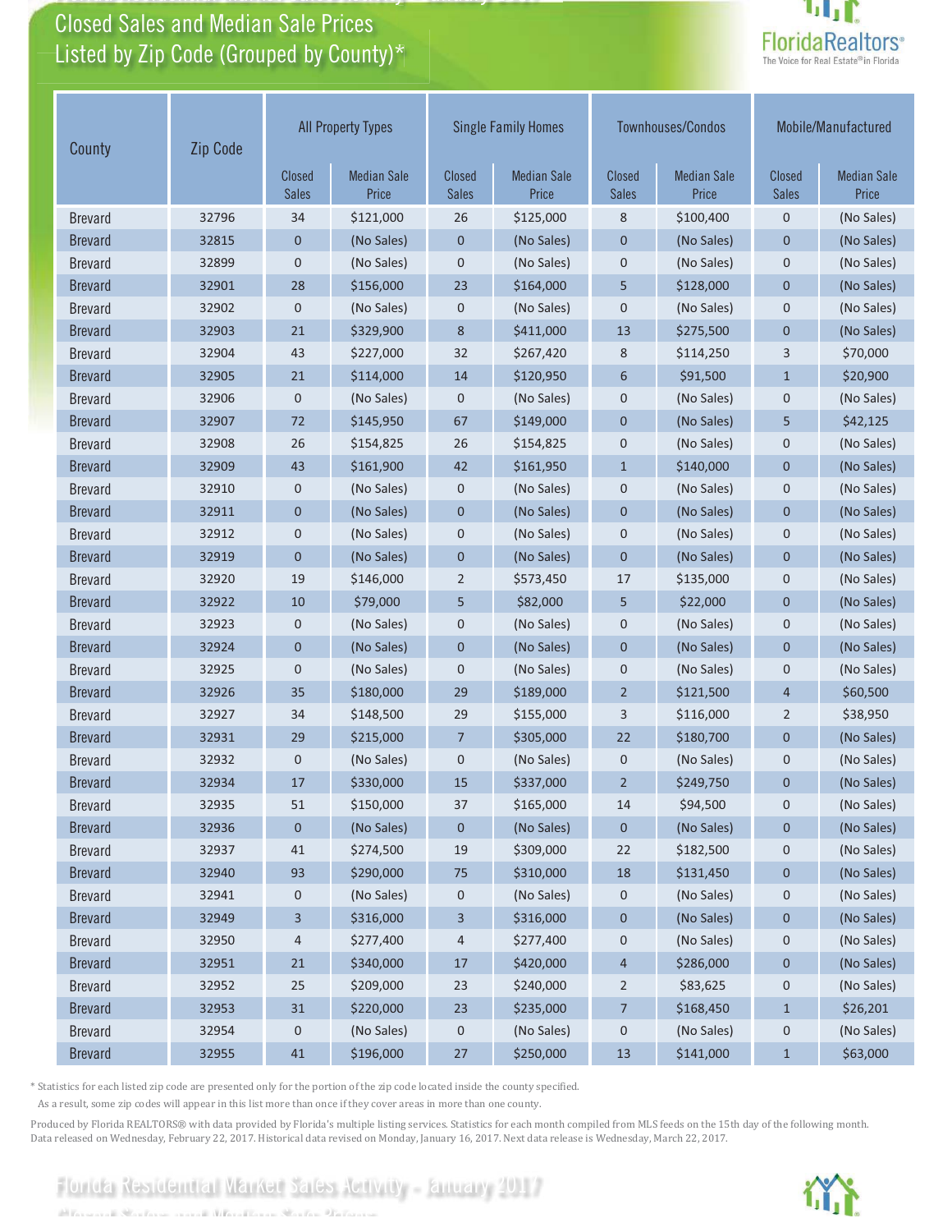# Closed Sales and Median Sale Prices Listed by Zip Code (Grouped by County)*

| County | Zip Code | All Property Types | | Single Family Homes | | Townhouses/Condos | | Mobile/Manufactured | |
|---|---|---|---|---|---|---|---|---|---|
| | | Closed Sales | Median Sale Price | Closed Sales | Median Sale Price | Closed Sales | Median Sale Price | Closed Sales | Median Sale Price |
| Brevard | 32796 | 34 | $121,000 | 26 | $125,000 | 8 | $100,400 | 0 | (No Sales) |
| Brevard | 32815 | 0 | (No Sales) | 0 | (No Sales) | 0 | (No Sales) | 0 | (No Sales) |
| Brevard | 32899 | 0 | (No Sales) | 0 | (No Sales) | 0 | (No Sales) | 0 | (No Sales) |
| Brevard | 32901 | 28 | $156,000 | 23 | $164,000 | 5 | $128,000 | 0 | (No Sales) |
| Brevard | 32902 | 0 | (No Sales) | 0 | (No Sales) | 0 | (No Sales) | 0 | (No Sales) |
| Brevard | 32903 | 21 | $329,900 | 8 | $411,000 | 13 | $275,500 | 0 | (No Sales) |
| Brevard | 32904 | 43 | $227,000 | 32 | $267,420 | 8 | $114,250 | 3 | $70,000 |
| Brevard | 32905 | 21 | $114,000 | 14 | $120,950 | 6 | $91,500 | 1 | $20,900 |
| Brevard | 32906 | 0 | (No Sales) | 0 | (No Sales) | 0 | (No Sales) | 0 | (No Sales) |
| Brevard | 32907 | 72 | $145,950 | 67 | $149,000 | 0 | (No Sales) | 5 | $42,125 |
| Brevard | 32908 | 26 | $154,825 | 26 | $154,825 | 0 | (No Sales) | 0 | (No Sales) |
| Brevard | 32909 | 43 | $161,900 | 42 | $161,950 | 1 | $140,000 | 0 | (No Sales) |
| Brevard | 32910 | 0 | (No Sales) | 0 | (No Sales) | 0 | (No Sales) | 0 | (No Sales) |
| Brevard | 32911 | 0 | (No Sales) | 0 | (No Sales) | 0 | (No Sales) | 0 | (No Sales) |
| Brevard | 32912 | 0 | (No Sales) | 0 | (No Sales) | 0 | (No Sales) | 0 | (No Sales) |
| Brevard | 32919 | 0 | (No Sales) | 0 | (No Sales) | 0 | (No Sales) | 0 | (No Sales) |
| Brevard | 32920 | 19 | $146,000 | 2 | $573,450 | 17 | $135,000 | 0 | (No Sales) |
| Brevard | 32922 | 10 | $79,000 | 5 | $82,000 | 5 | $22,000 | 0 | (No Sales) |
| Brevard | 32923 | 0 | (No Sales) | 0 | (No Sales) | 0 | (No Sales) | 0 | (No Sales) |
| Brevard | 32924 | 0 | (No Sales) | 0 | (No Sales) | 0 | (No Sales) | 0 | (No Sales) |
| Brevard | 32925 | 0 | (No Sales) | 0 | (No Sales) | 0 | (No Sales) | 0 | (No Sales) |
| Brevard | 32926 | 35 | $180,000 | 29 | $189,000 | 2 | $121,500 | 4 | $60,500 |
| Brevard | 32927 | 34 | $148,500 | 29 | $155,000 | 3 | $116,000 | 2 | $38,950 |
| Brevard | 32931 | 29 | $215,000 | 7 | $305,000 | 22 | $180,700 | 0 | (No Sales) |
| Brevard | 32932 | 0 | (No Sales) | 0 | (No Sales) | 0 | (No Sales) | 0 | (No Sales) |
| Brevard | 32934 | 17 | $330,000 | 15 | $337,000 | 2 | $249,750 | 0 | (No Sales) |
| Brevard | 32935 | 51 | $150,000 | 37 | $165,000 | 14 | $94,500 | 0 | (No Sales) |
| Brevard | 32936 | 0 | (No Sales) | 0 | (No Sales) | 0 | (No Sales) | 0 | (No Sales) |
| Brevard | 32937 | 41 | $274,500 | 19 | $309,000 | 22 | $182,500 | 0 | (No Sales) |
| Brevard | 32940 | 93 | $290,000 | 75 | $310,000 | 18 | $131,450 | 0 | (No Sales) |
| Brevard | 32941 | 0 | (No Sales) | 0 | (No Sales) | 0 | (No Sales) | 0 | (No Sales) |
| Brevard | 32949 | 3 | $316,000 | 3 | $316,000 | 0 | (No Sales) | 0 | (No Sales) |
| Brevard | 32950 | 4 | $277,400 | 4 | $277,400 | 0 | (No Sales) | 0 | (No Sales) |
| Brevard | 32951 | 21 | $340,000 | 17 | $420,000 | 4 | $286,000 | 0 | (No Sales) |
| Brevard | 32952 | 25 | $209,000 | 23 | $240,000 | 2 | $83,625 | 0 | (No Sales) |
| Brevard | 32953 | 31 | $220,000 | 23 | $235,000 | 7 | $168,450 | 1 | $26,201 |
| Brevard | 32954 | 0 | (No Sales) | 0 | (No Sales) | 0 | (No Sales) | 0 | (No Sales) |
| Brevard | 32955 | 41 | $196,000 | 27 | $250,000 | 13 | $141,000 | 1 | $63,000 |

* Statistics for each listed zip code are presented only for the portion of the zip code located inside the county specified.
As a result, some zip codes will appear in this list more than once if they cover areas in more than one county.

Produced by Florida REALTORS® with data provided by Florida's multiple listing services. Statistics for each month compiled from MLS feeds on the 15th day of the following month.
Data released on Wednesday, February 22, 2017. Historical data revised on Monday, January 16, 2017. Next data release is Wednesday, March 22, 2017.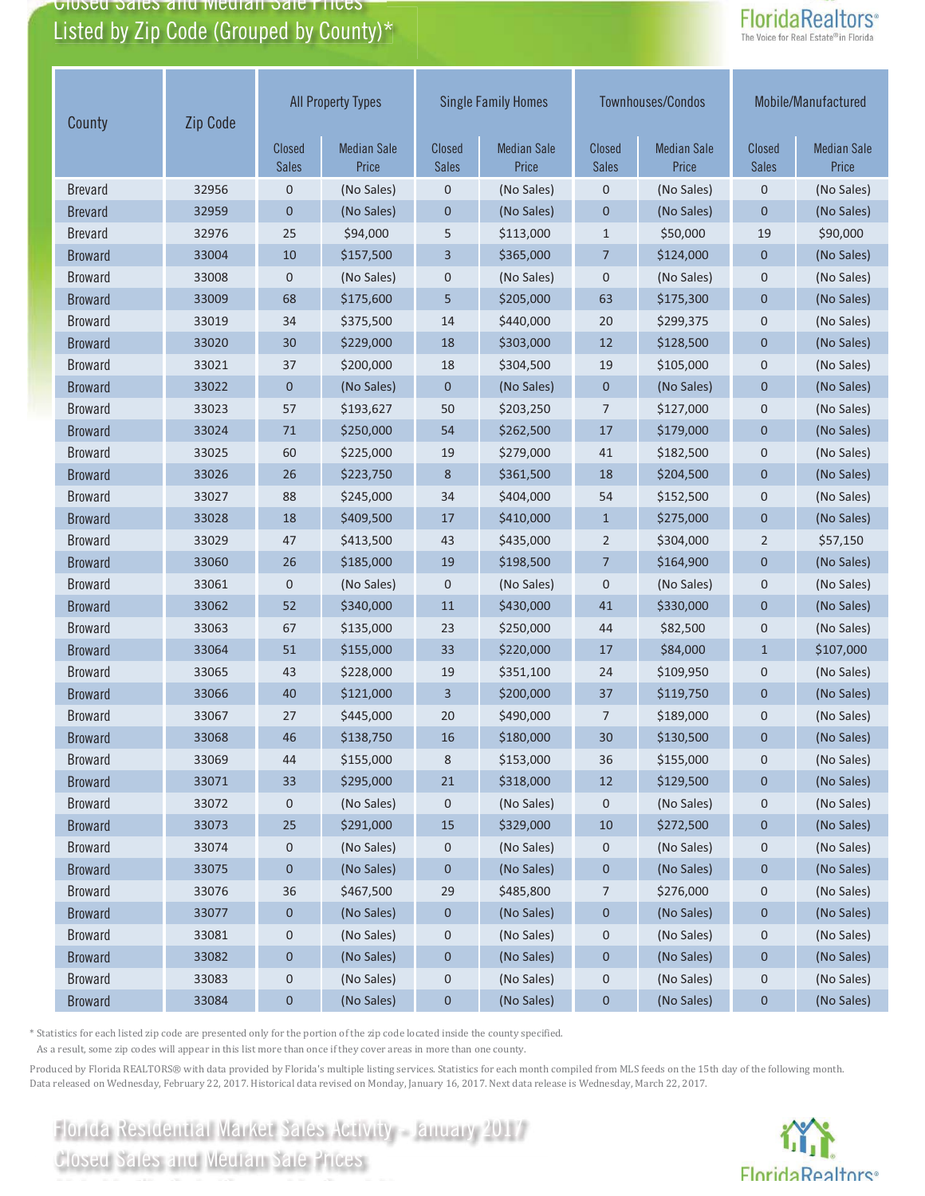## Closed Sales and Median Sale Prices Listed by Zip Code (Grouped by County)*

| County | Zip Code | All Property Types | | Single Family Homes | | Townhouses/Condos | | Mobile/Manufactured | |
|---|---|---|---|---|---|---|---|---|---|
| | | Closed Sales | Median Sale Price | Closed Sales | Median Sale Price | Closed Sales | Median Sale Price | Closed Sales | Median Sale Price |
| Brevard | 32956 | 0 | (No Sales) | 0 | (No Sales) | 0 | (No Sales) | 0 | (No Sales) |
| Brevard | 32959 | 0 | (No Sales) | 0 | (No Sales) | 0 | (No Sales) | 0 | (No Sales) |
| Brevard | 32976 | 25 | $94,000 | 5 | $113,000 | 1 | $50,000 | 19 | $90,000 |
| Broward | 33004 | 10 | $157,500 | 3 | $365,000 | 7 | $124,000 | 0 | (No Sales) |
| Broward | 33008 | 0 | (No Sales) | 0 | (No Sales) | 0 | (No Sales) | 0 | (No Sales) |
| Broward | 33009 | 68 | $175,600 | 5 | $205,000 | 63 | $175,300 | 0 | (No Sales) |
| Broward | 33019 | 34 | $375,500 | 14 | $440,000 | 20 | $299,375 | 0 | (No Sales) |
| Broward | 33020 | 30 | $229,000 | 18 | $303,000 | 12 | $128,500 | 0 | (No Sales) |
| Broward | 33021 | 37 | $200,000 | 18 | $304,500 | 19 | $105,000 | 0 | (No Sales) |
| Broward | 33022 | 0 | (No Sales) | 0 | (No Sales) | 0 | (No Sales) | 0 | (No Sales) |
| Broward | 33023 | 57 | $193,627 | 50 | $203,250 | 7 | $127,000 | 0 | (No Sales) |
| Broward | 33024 | 71 | $250,000 | 54 | $262,500 | 17 | $179,000 | 0 | (No Sales) |
| Broward | 33025 | 60 | $225,000 | 19 | $279,000 | 41 | $182,500 | 0 | (No Sales) |
| Broward | 33026 | 26 | $223,750 | 8 | $361,500 | 18 | $204,500 | 0 | (No Sales) |
| Broward | 33027 | 88 | $245,000 | 34 | $404,000 | 54 | $152,500 | 0 | (No Sales) |
| Broward | 33028 | 18 | $409,500 | 17 | $410,000 | 1 | $275,000 | 0 | (No Sales) |
| Broward | 33029 | 47 | $413,500 | 43 | $435,000 | 2 | $304,000 | 2 | $57,150 |
| Broward | 33060 | 26 | $185,000 | 19 | $198,500 | 7 | $164,900 | 0 | (No Sales) |
| Broward | 33061 | 0 | (No Sales) | 0 | (No Sales) | 0 | (No Sales) | 0 | (No Sales) |
| Broward | 33062 | 52 | $340,000 | 11 | $430,000 | 41 | $330,000 | 0 | (No Sales) |
| Broward | 33063 | 67 | $135,000 | 23 | $250,000 | 44 | $82,500 | 0 | (No Sales) |
| Broward | 33064 | 51 | $155,000 | 33 | $220,000 | 17 | $84,000 | 1 | $107,000 |
| Broward | 33065 | 43 | $228,000 | 19 | $351,100 | 24 | $109,950 | 0 | (No Sales) |
| Broward | 33066 | 40 | $121,000 | 3 | $200,000 | 37 | $119,750 | 0 | (No Sales) |
| Broward | 33067 | 27 | $445,000 | 20 | $490,000 | 7 | $189,000 | 0 | (No Sales) |
| Broward | 33068 | 46 | $138,750 | 16 | $180,000 | 30 | $130,500 | 0 | (No Sales) |
| Broward | 33069 | 44 | $155,000 | 8 | $153,000 | 36 | $155,000 | 0 | (No Sales) |
| Broward | 33071 | 33 | $295,000 | 21 | $318,000 | 12 | $129,500 | 0 | (No Sales) |
| Broward | 33072 | 0 | (No Sales) | 0 | (No Sales) | 0 | (No Sales) | 0 | (No Sales) |
| Broward | 33073 | 25 | $291,000 | 15 | $329,000 | 10 | $272,500 | 0 | (No Sales) |
| Broward | 33074 | 0 | (No Sales) | 0 | (No Sales) | 0 | (No Sales) | 0 | (No Sales) |
| Broward | 33075 | 0 | (No Sales) | 0 | (No Sales) | 0 | (No Sales) | 0 | (No Sales) |
| Broward | 33076 | 36 | $467,500 | 29 | $485,800 | 7 | $276,000 | 0 | (No Sales) |
| Broward | 33077 | 0 | (No Sales) | 0 | (No Sales) | 0 | (No Sales) | 0 | (No Sales) |
| Broward | 33081 | 0 | (No Sales) | 0 | (No Sales) | 0 | (No Sales) | 0 | (No Sales) |
| Broward | 33082 | 0 | (No Sales) | 0 | (No Sales) | 0 | (No Sales) | 0 | (No Sales) |
| Broward | 33083 | 0 | (No Sales) | 0 | (No Sales) | 0 | (No Sales) | 0 | (No Sales) |
| Broward | 33084 | 0 | (No Sales) | 0 | (No Sales) | 0 | (No Sales) | 0 | (No Sales) |

\* Statistics for each listed zip code are presented only for the portion of the zip code located inside the county specified. As a result, some zip codes will appear in this list more than once if they cover areas in more than one county.

Produced by Florida REALTORS® with data provided by Florida's multiple listing services. Statistics for each month compiled from MLS feeds on the 15th day of the following month. Data released on Wednesday, February 22, 2017. Historical data revised on Monday, January 16, 2017. Next data release is Wednesday, March 22, 2017.